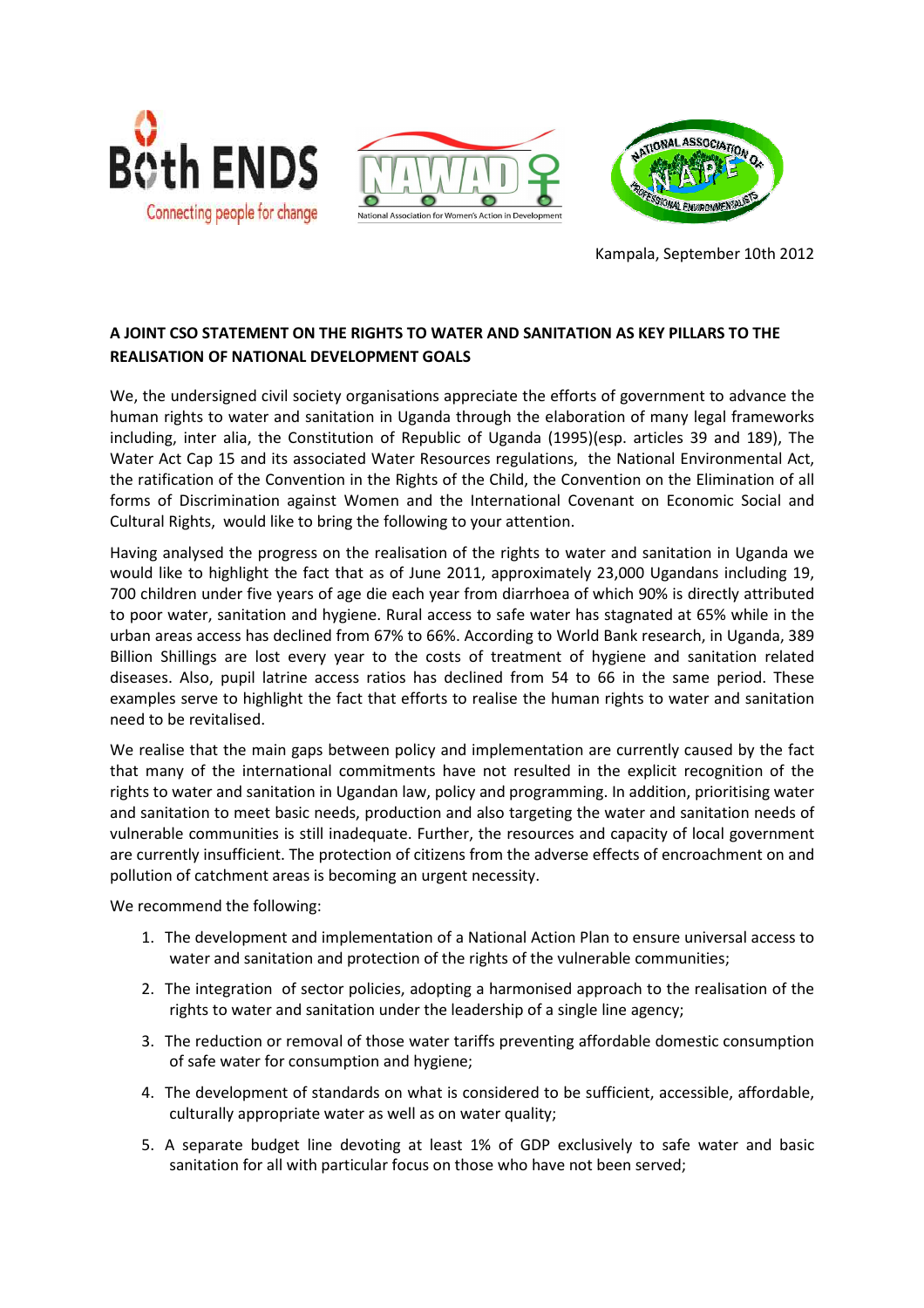Kampala, September 10th 2012

**A JOINT CSO STATEMENT ON THE RIGHTS TO WATER AND SANITATION AS KEY PILLARS TO THE REALISATION OF NATIONAL DEVELOPMENT GOALS**

We, the undersigned civil society organisations appreciate the efforts of government to advance the human rights to water and sanitation in Uganda through the elaboration of many legal frameworks including, inter alia, the Constitution of Republic of Uganda (1995)(esp. articles 39 and 189), The Water Act Cap 15 and its associated Water Resources regulations, the National Environmental Act, the ratification of the Convention in the Rights of the Child, the Convention on the Elimination of all forms of Discrimination against Women and the International Covenant on Economic Social and Cultural Rights, would like to bring the following to your attention.

Having analysed the progress on the realisation of the rights to water and sanitation in Uganda we would like to highlight the fact that as of June 2011, approximately 23,000 Ugandans including 19, 700 children under five years of age die each year from diarrhoea of which 90% is directly attributed to poor water, sanitation and hygiene. Rural access to safe water has stagnated at 65% while in the urban areas access has declined from 67% to 66%. According to World Bank research, in Uganda, 389 Billion Shillings are lost every year to the costs of treatment of hygiene and sanitation related diseases. Also, pupil latrine access ratios has declined from 54 to 66 in the same period. These examples serve to highlight the fact that efforts to realise the human rights to water and sanitation need to be revitalised.

We realise that the main gaps between policy and implementation are currently caused by the fact that many of the international commitments have not resulted in the explicit recognition of the rights to water and sanitation in Ugandan law, policy and programming. In addition, prioritising water and sanitation to meet basic needs, production and also targeting the water and sanitation needs of vulnerable communities is still inadequate. Further, the resources and capacity of local government are currently insufficient. The protection of citizens from the adverse effects of encroachment on and pollution of catchment areas is becoming an urgent necessity.

We recommend the following:

1. The development and implementation of a National Action Plan to ensure universal access to water and sanitation and protection of the rights of the vulnerable communities;
2. The integration of sector policies, adopting a harmonised approach to the realisation of the rights to water and sanitation under the leadership of a single line agency;
3. The reduction or removal of those water tariffs preventing affordable domestic consumption of safe water for consumption and hygiene;
4. The development of standards on what is considered to be sufficient, accessible, affordable, culturally appropriate water as well as on water quality;
5. A separate budget line devoting at least 1% of GDP exclusively to safe water and basic sanitation for all with particular focus on those who have not been served;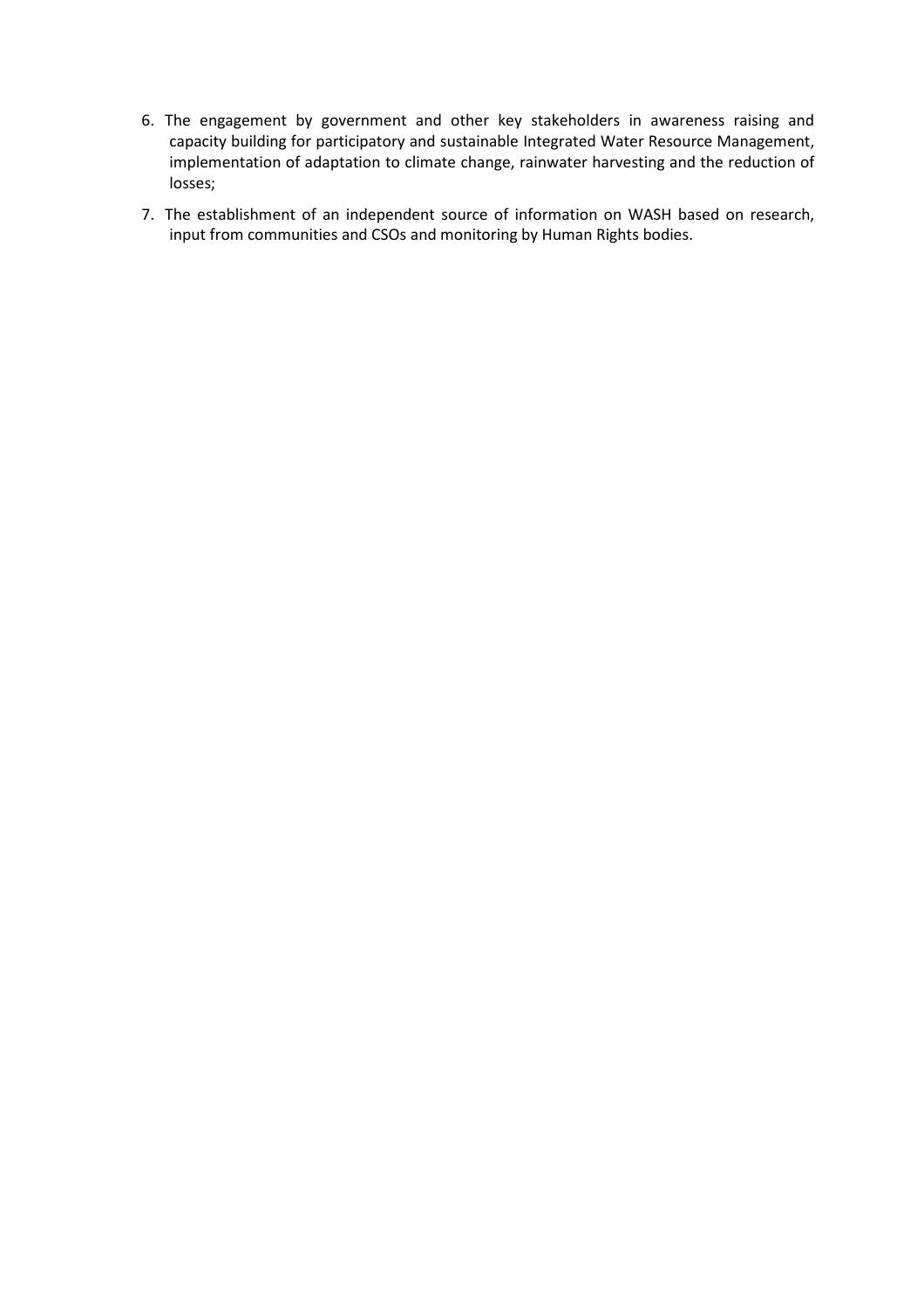6. The engagement by government and other key stakeholders in awareness raising and capacity building for participatory and sustainable Integrated Water Resource Management, implementation of adaptation to climate change, rainwater harvesting and the reduction of losses;
7. The establishment of an independent source of information on WASH based on research, input from communities and CSOs and monitoring by Human Rights bodies.